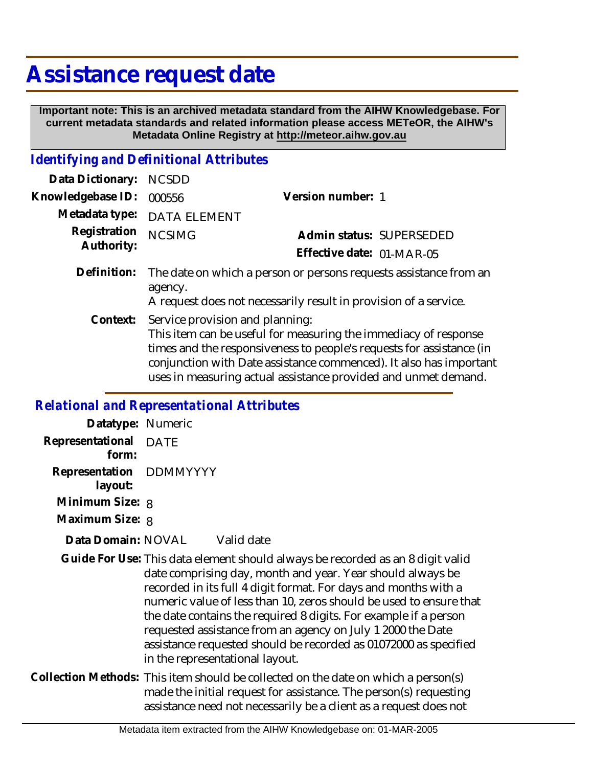# Assistance request date

**Important note: This is an archived metadata standard from the AIHW Knowledgebase. For current metadata standards and related information please access METeOR, the AIHW's Metadata Online Registry at http://meteor.aihw.gov.au**

## *Identifying and Definitional Attributes*

| | | | |
|---|---|---|---|
| **Data Dictionary:** | NCSDD | | |
| **Knowledgebase ID:** | 000556 | **Version number:** | 1 |
| **Metadata type:** | DATA ELEMENT | | |
| **Registration Authority:** | NCSIMG | **Admin status:** | SUPERSEDED |
| | | **Effective date:** | 01-MAR-05 |

**Definition:** The date on which a person or persons requests assistance from an agency.
A request does not necessarily result in provision of a service.

**Context:** Service provision and planning:
This item can be useful for measuring the immediacy of response times and the responsiveness to people's requests for assistance (in conjunction with Date assistance commenced). It also has important uses in measuring actual assistance provided and unmet demand.

## *Relational and Representational Attributes*

**Datatype:** Numeric

**Representational form:** DATE

**Representation layout:** DDMMYYYY

**Minimum Size:** 8

**Maximum Size:** 8

**Data Domain:** NOVAL Valid date

**Guide For Use:** This data element should always be recorded as an 8 digit valid date comprising day, month and year. Year should always be recorded in its full 4 digit format. For days and months with a numeric value of less than 10, zeros should be used to ensure that the date contains the required 8 digits. For example if a person requested assistance from an agency on July 1 2000 the Date assistance requested should be recorded as 01072000 as specified in the representational layout.

**Collection Methods:** This item should be collected on the date on which a person(s) made the initial request for assistance. The person(s) requesting assistance need not necessarily be a client as a request does not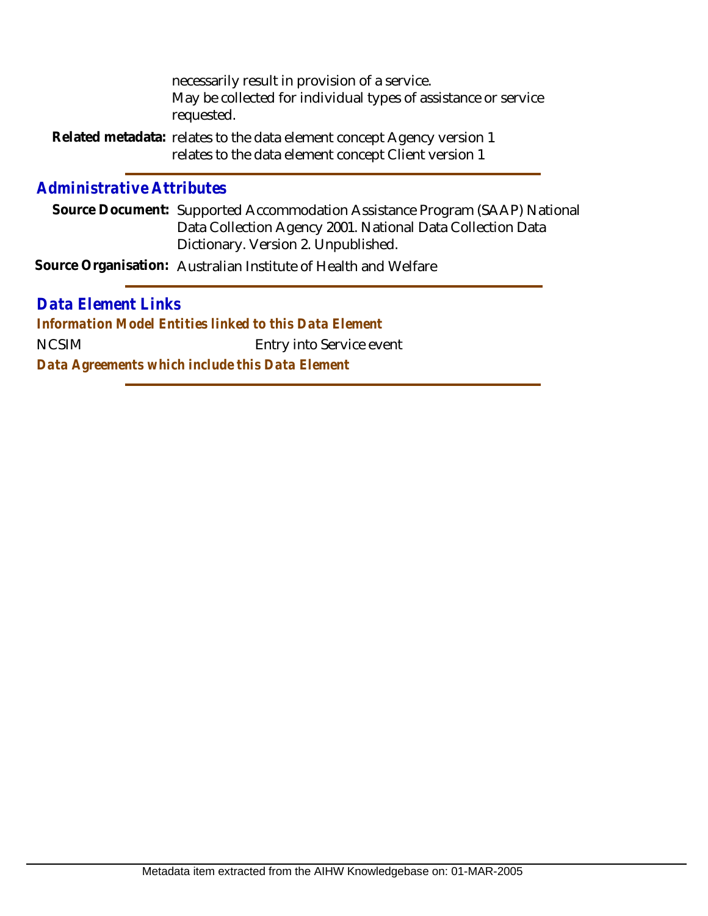necessarily result in provision of a service.
May be collected for individual types of assistance or service requested.

**Related metadata:** relates to the data element concept Agency version 1
relates to the data element concept Client version 1

## Administrative Attributes

**Source Document:** Supported Accommodation Assistance Program (SAAP) National Data Collection Agency 2001. National Data Collection Data Dictionary. Version 2. Unpublished.

**Source Organisation:** Australian Institute of Health and Welfare

## Data Element Links

### Information Model Entities linked to this Data Element

NCSIM Entry into Service event

### Data Agreements which include this Data Element

Metadata item extracted from the AIHW Knowledgebase on: 01-MAR-2005